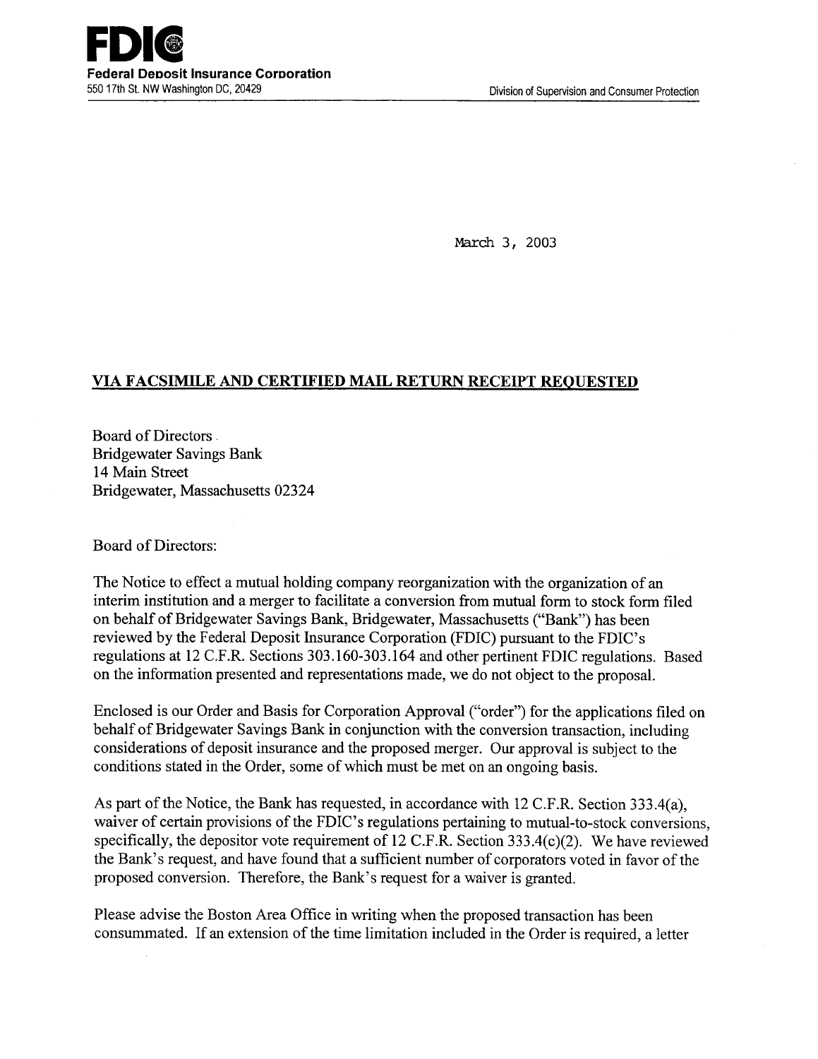**FDIC**
**Federal Deposit Insurance Corporation**
550 17th St. NW Washington DC, 20429

Division of Supervision and Consumer Protection

March 3, 2003

**VIA FACSIMILE AND CERTIFIED MAIL RETURN RECEIPT REQUESTED**

Board of Directors
Bridgewater Savings Bank
14 Main Street
Bridgewater, Massachusetts 02324

Board of Directors:

The Notice to effect a mutual holding company reorganization with the organization of an interim institution and a merger to facilitate a conversion from mutual form to stock form filed on behalf of Bridgewater Savings Bank, Bridgewater, Massachusetts ("Bank") has been reviewed by the Federal Deposit Insurance Corporation (FDIC) pursuant to the FDIC's regulations at 12 C.F.R. Sections 303.160-303.164 and other pertinent FDIC regulations. Based on the information presented and representations made, we do not object to the proposal.

Enclosed is our Order and Basis for Corporation Approval ("order") for the applications filed on behalf of Bridgewater Savings Bank in conjunction with the conversion transaction, including considerations of deposit insurance and the proposed merger. Our approval is subject to the conditions stated in the Order, some of which must be met on an ongoing basis.

As part of the Notice, the Bank has requested, in accordance with 12 C.F.R. Section 333.4(a), waiver of certain provisions of the FDIC's regulations pertaining to mutual-to-stock conversions, specifically, the depositor vote requirement of 12 C.F.R. Section 333.4(c)(2). We have reviewed the Bank's request, and have found that a sufficient number of corporators voted in favor of the proposed conversion. Therefore, the Bank's request for a waiver is granted.

Please advise the Boston Area Office in writing when the proposed transaction has been consummated. If an extension of the time limitation included in the Order is required, a letter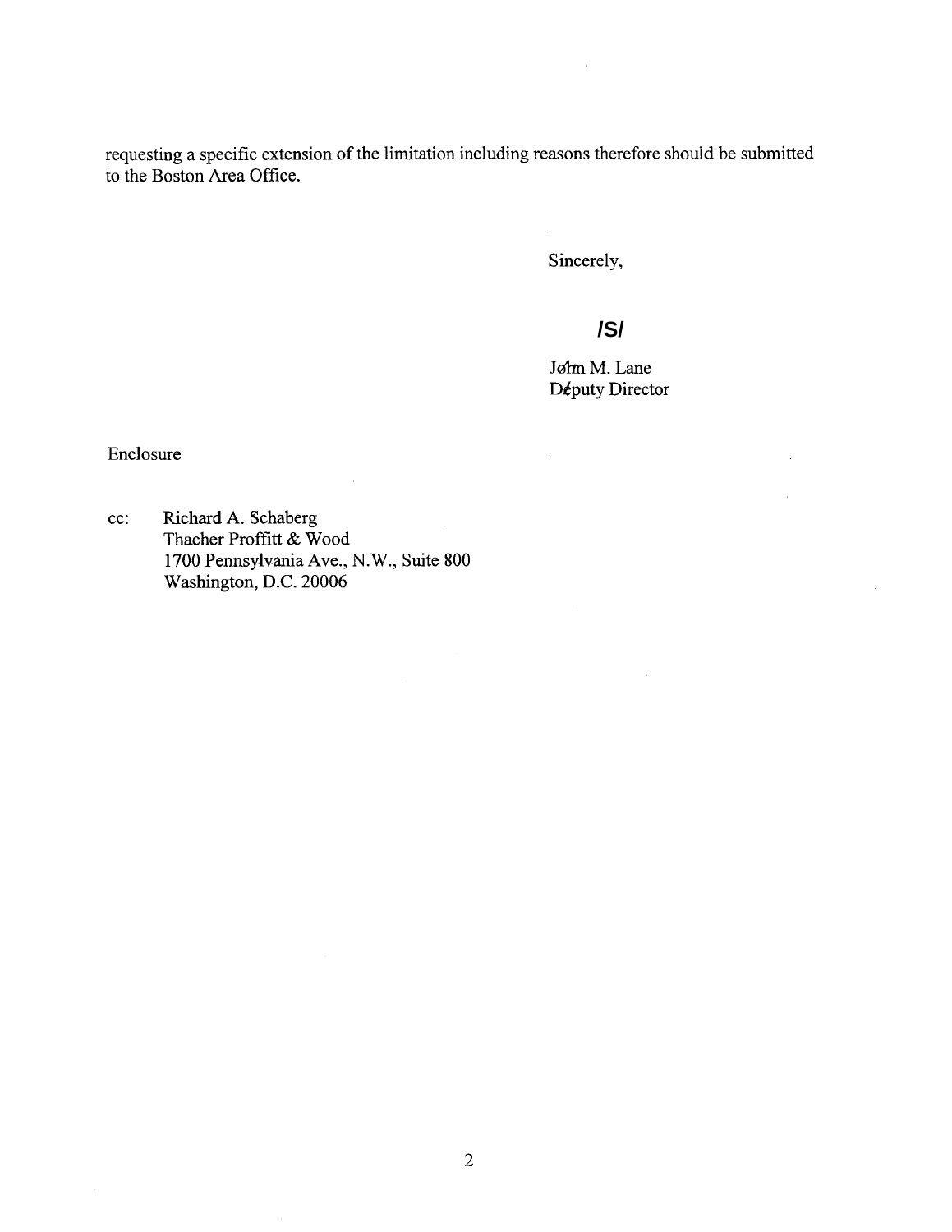requesting a specific extension of the limitation including reasons therefore should be submitted to the Boston Area Office.

Sincerely,

**/S/**

John M. Lane
Deputy Director

Enclosure

cc: Richard A. Schaberg
Thacher Proffitt & Wood
1700 Pennsylvania Ave., N.W., Suite 800
Washington, D.C. 20006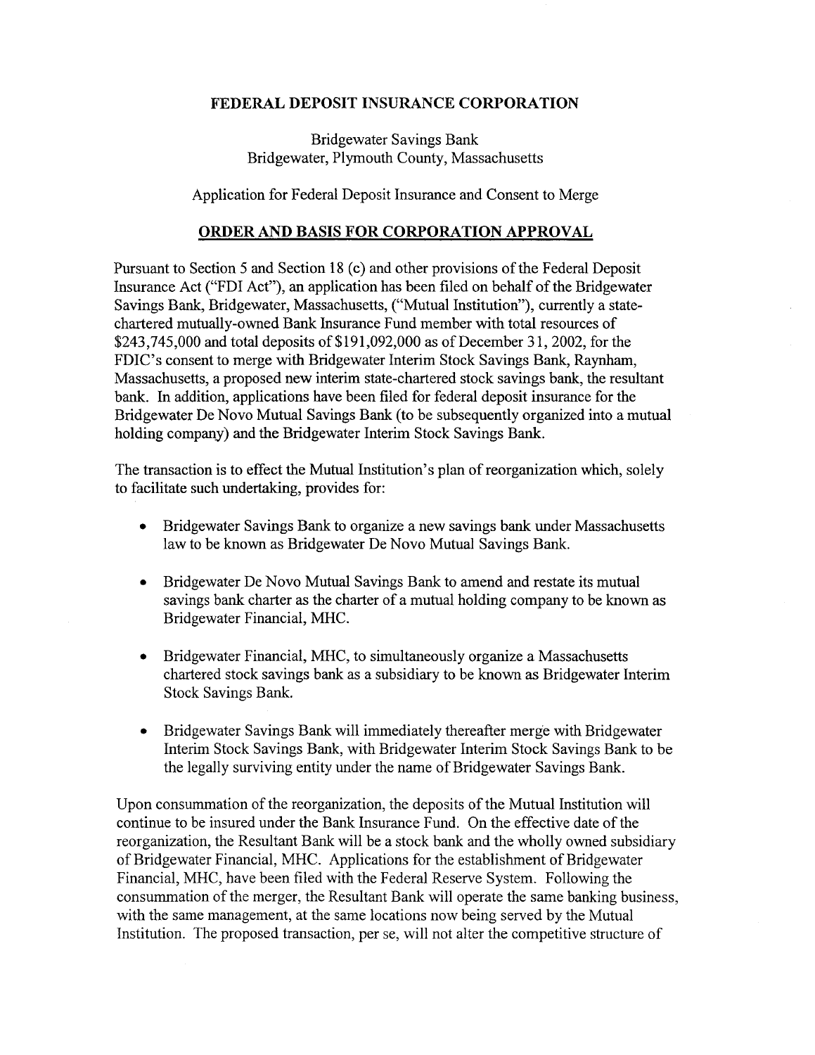**FEDERAL DEPOSIT INSURANCE CORPORATION**

Bridgewater Savings Bank
Bridgewater, Plymouth County, Massachusetts

Application for Federal Deposit Insurance and Consent to Merge

## **ORDER AND BASIS FOR CORPORATION APPROVAL**

Pursuant to Section 5 and Section 18 (c) and other provisions of the Federal Deposit Insurance Act ("FDI Act"), an application has been filed on behalf of the Bridgewater Savings Bank, Bridgewater, Massachusetts, ("Mutual Institution"), currently a state-chartered mutually-owned Bank Insurance Fund member with total resources of $243,745,000 and total deposits of $191,092,000 as of December 31, 2002, for the FDIC's consent to merge with Bridgewater Interim Stock Savings Bank, Raynham, Massachusetts, a proposed new interim state-chartered stock savings bank, the resultant bank. In addition, applications have been filed for federal deposit insurance for the Bridgewater De Novo Mutual Savings Bank (to be subsequently organized into a mutual holding company) and the Bridgewater Interim Stock Savings Bank.

The transaction is to effect the Mutual Institution's plan of reorganization which, solely to facilitate such undertaking, provides for:

- Bridgewater Savings Bank to organize a new savings bank under Massachusetts law to be known as Bridgewater De Novo Mutual Savings Bank.
- Bridgewater De Novo Mutual Savings Bank to amend and restate its mutual savings bank charter as the charter of a mutual holding company to be known as Bridgewater Financial, MHC.
- Bridgewater Financial, MHC, to simultaneously organize a Massachusetts chartered stock savings bank as a subsidiary to be known as Bridgewater Interim Stock Savings Bank.
- Bridgewater Savings Bank will immediately thereafter merge with Bridgewater Interim Stock Savings Bank, with Bridgewater Interim Stock Savings Bank to be the legally surviving entity under the name of Bridgewater Savings Bank.

Upon consummation of the reorganization, the deposits of the Mutual Institution will continue to be insured under the Bank Insurance Fund. On the effective date of the reorganization, the Resultant Bank will be a stock bank and the wholly owned subsidiary of Bridgewater Financial, MHC. Applications for the establishment of Bridgewater Financial, MHC, have been filed with the Federal Reserve System. Following the consummation of the merger, the Resultant Bank will operate the same banking business, with the same management, at the same locations now being served by the Mutual Institution. The proposed transaction, per se, will not alter the competitive structure of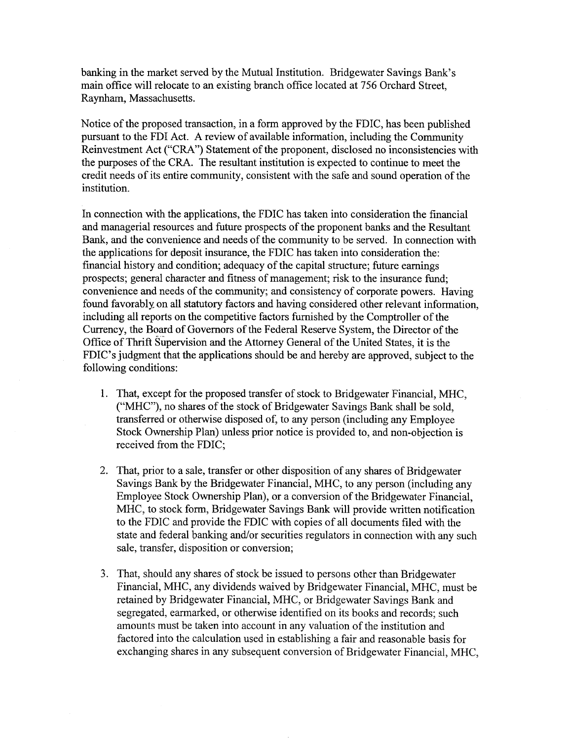banking in the market served by the Mutual Institution. Bridgewater Savings Bank's main office will relocate to an existing branch office located at 756 Orchard Street, Raynham, Massachusetts.

Notice of the proposed transaction, in a form approved by the FDIC, has been published pursuant to the FDI Act. A review of available information, including the Community Reinvestment Act ("CRA") Statement of the proponent, disclosed no inconsistencies with the purposes of the CRA. The resultant institution is expected to continue to meet the credit needs of its entire community, consistent with the safe and sound operation of the institution.

In connection with the applications, the FDIC has taken into consideration the financial and managerial resources and future prospects of the proponent banks and the Resultant Bank, and the convenience and needs of the community to be served. In connection with the applications for deposit insurance, the FDIC has taken into consideration the: financial history and condition; adequacy of the capital structure; future earnings prospects; general character and fitness of management; risk to the insurance fund; convenience and needs of the community; and consistency of corporate powers. Having found favorably on all statutory factors and having considered other relevant information, including all reports on the competitive factors furnished by the Comptroller of the Currency, the Board of Governors of the Federal Reserve System, the Director of the Office of Thrift Supervision and the Attorney General of the United States, it is the FDIC's judgment that the applications should be and hereby are approved, subject to the following conditions:

1. That, except for the proposed transfer of stock to Bridgewater Financial, MHC, ("MHC"), no shares of the stock of Bridgewater Savings Bank shall be sold, transferred or otherwise disposed of, to any person (including any Employee Stock Ownership Plan) unless prior notice is provided to, and non-objection is received from the FDIC;

2. That, prior to a sale, transfer or other disposition of any shares of Bridgewater Savings Bank by the Bridgewater Financial, MHC, to any person (including any Employee Stock Ownership Plan), or a conversion of the Bridgewater Financial, MHC, to stock form, Bridgewater Savings Bank will provide written notification to the FDIC and provide the FDIC with copies of all documents filed with the state and federal banking and/or securities regulators in connection with any such sale, transfer, disposition or conversion;

3. That, should any shares of stock be issued to persons other than Bridgewater Financial, MHC, any dividends waived by Bridgewater Financial, MHC, must be retained by Bridgewater Financial, MHC, or Bridgewater Savings Bank and segregated, earmarked, or otherwise identified on its books and records; such amounts must be taken into account in any valuation of the institution and factored into the calculation used in establishing a fair and reasonable basis for exchanging shares in any subsequent conversion of Bridgewater Financial, MHC,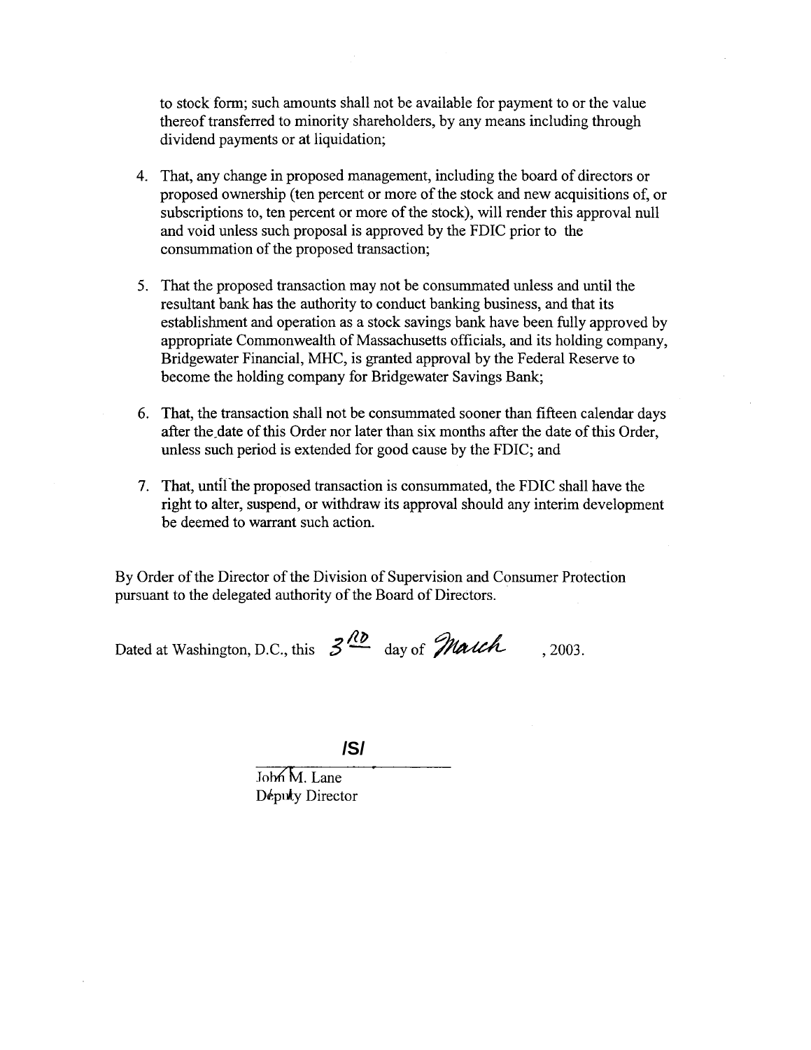to stock form; such amounts shall not be available for payment to or the value thereof transferred to minority shareholders, by any means including through dividend payments or at liquidation;

4. That, any change in proposed management, including the board of directors or proposed ownership (ten percent or more of the stock and new acquisitions of, or subscriptions to, ten percent or more of the stock), will render this approval null and void unless such proposal is approved by the FDIC prior to the consummation of the proposed transaction;

5. That the proposed transaction may not be consummated unless and until the resultant bank has the authority to conduct banking business, and that its establishment and operation as a stock savings bank have been fully approved by appropriate Commonwealth of Massachusetts officials, and its holding company, Bridgewater Financial, MHC, is granted approval by the Federal Reserve to become the holding company for Bridgewater Savings Bank;

6. That, the transaction shall not be consummated sooner than fifteen calendar days after the date of this Order nor later than six months after the date of this Order, unless such period is extended for good cause by the FDIC; and

7. That, until the proposed transaction is consummated, the FDIC shall have the right to alter, suspend, or withdraw its approval should any interim development be deemed to warrant such action.

By Order of the Director of the Division of Supervision and Consumer Protection pursuant to the delegated authority of the Board of Directors.

Dated at Washington, D.C., this 3RD day of March, 2003.

/S/

John M. Lane
Deputy Director